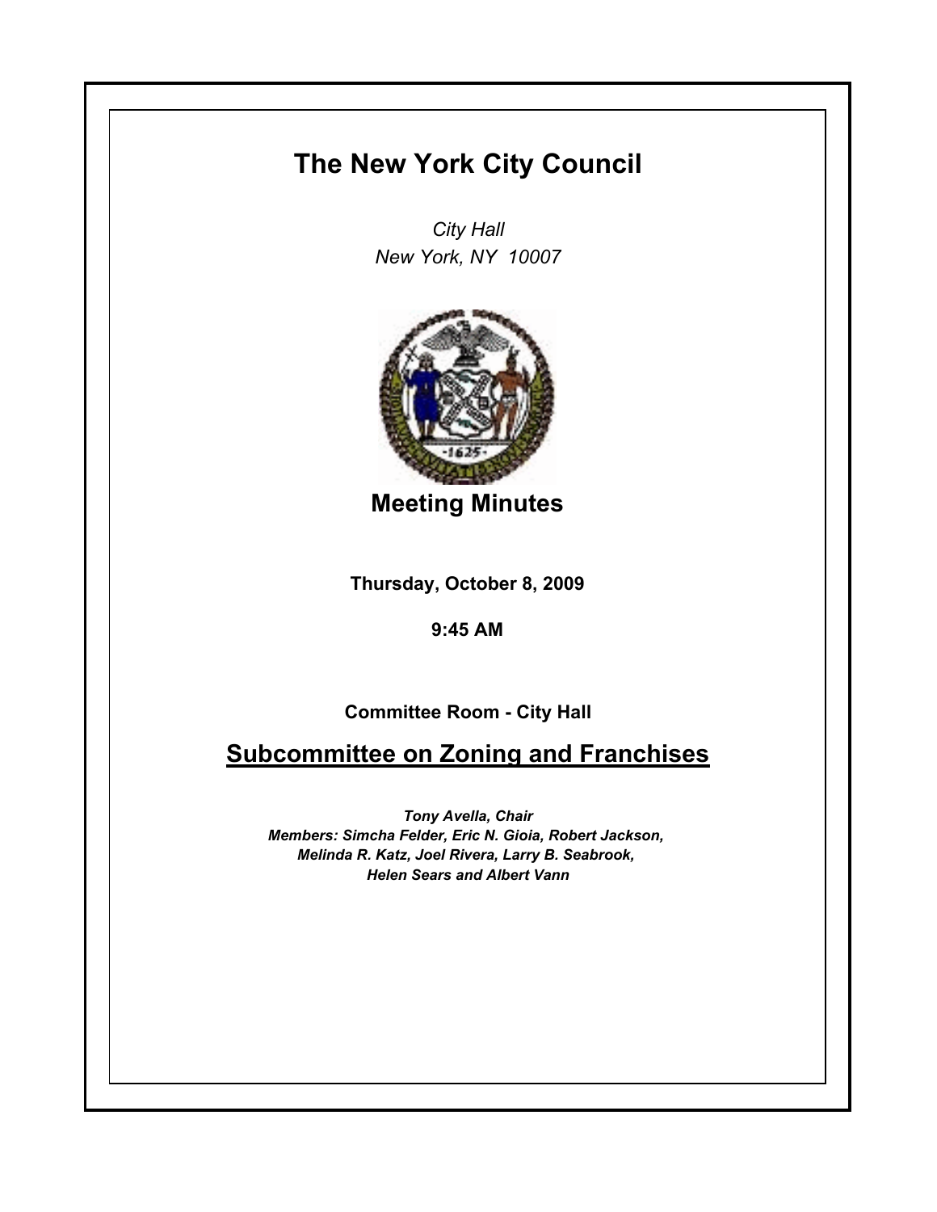# The New York City Council

*City Hall*
*New York, NY 10007*

## Meeting Minutes

**Thursday, October 8, 2009**

**9:45 AM**

**Committee Room - City Hall**

## Subcommittee on Zoning and Franchises

***Tony Avella, Chair***
***Members: Simcha Felder, Eric N. Gioia, Robert Jackson, Melinda R. Katz, Joel Rivera, Larry B. Seabrook, Helen Sears and Albert Vann***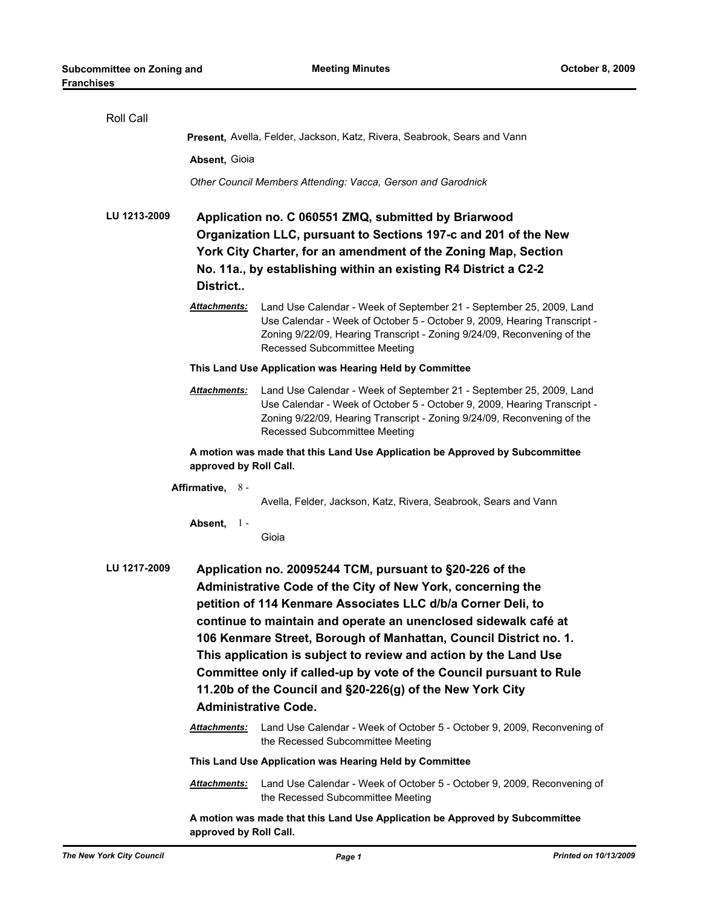Roll Call

**Present,** Avella, Felder, Jackson, Katz, Rivera, Seabrook, Sears and Vann

**Absent,** Gioia

*Other Council Members Attending: Vacca, Gerson and Garodnick*

**LU 1213-2009** **Application no. C 060551 ZMQ, submitted by Briarwood Organization LLC, pursuant to Sections 197-c and 201 of the New York City Charter, for an amendment of the Zoning Map, Section No. 11a., by establishing within an existing R4 District a C2-2 District..**

***Attachments:*** Land Use Calendar - Week of September 21 - September 25, 2009, Land Use Calendar - Week of October 5 - October 9, 2009, Hearing Transcript - Zoning 9/22/09, Hearing Transcript - Zoning 9/24/09, Reconvening of the Recessed Subcommittee Meeting

**This Land Use Application was Hearing Held by Committee**

***Attachments:*** Land Use Calendar - Week of September 21 - September 25, 2009, Land Use Calendar - Week of October 5 - October 9, 2009, Hearing Transcript - Zoning 9/22/09, Hearing Transcript - Zoning 9/24/09, Reconvening of the Recessed Subcommittee Meeting

**A motion was made that this Land Use Application be Approved by Subcommittee approved by Roll Call.**

**Affirmative,** 8 - Avella, Felder, Jackson, Katz, Rivera, Seabrook, Sears and Vann

**Absent,** 1 - Gioia

**LU 1217-2009** **Application no. 20095244 TCM, pursuant to §20-226 of the Administrative Code of the City of New York, concerning the petition of 114 Kenmare Associates LLC d/b/a Corner Deli, to continue to maintain and operate an unenclosed sidewalk café at 106 Kenmare Street, Borough of Manhattan, Council District no. 1. This application is subject to review and action by the Land Use Committee only if called-up by vote of the Council pursuant to Rule 11.20b of the Council and §20-226(g) of the New York City Administrative Code.**

***Attachments:*** Land Use Calendar - Week of October 5 - October 9, 2009, Reconvening of the Recessed Subcommittee Meeting

**This Land Use Application was Hearing Held by Committee**

***Attachments:*** Land Use Calendar - Week of October 5 - October 9, 2009, Reconvening of the Recessed Subcommittee Meeting

**A motion was made that this Land Use Application be Approved by Subcommittee approved by Roll Call.**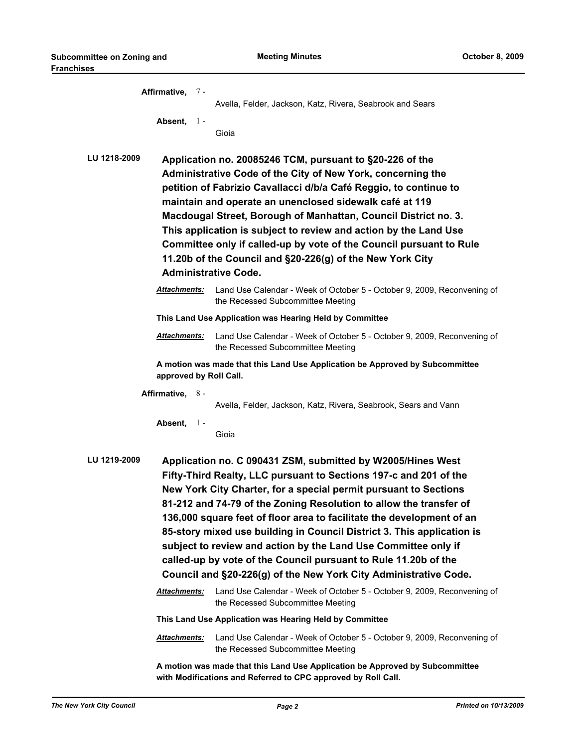**Affirmative,** 7 - Avella, Felder, Jackson, Katz, Rivera, Seabrook and Sears

**Absent,** 1 - Gioia

**LU 1218-2009** **Application no. 20085246 TCM, pursuant to §20-226 of the Administrative Code of the City of New York, concerning the petition of Fabrizio Cavallacci d/b/a Café Reggio, to continue to maintain and operate an unenclosed sidewalk café at 119 Macdougal Street, Borough of Manhattan, Council District no. 3. This application is subject to review and action by the Land Use Committee only if called-up by vote of the Council pursuant to Rule 11.20b of the Council and §20-226(g) of the New York City Administrative Code.**

***Attachments:*** Land Use Calendar - Week of October 5 - October 9, 2009, Reconvening of the Recessed Subcommittee Meeting

**This Land Use Application was Hearing Held by Committee**

***Attachments:*** Land Use Calendar - Week of October 5 - October 9, 2009, Reconvening of the Recessed Subcommittee Meeting

**A motion was made that this Land Use Application be Approved by Subcommittee approved by Roll Call.**

**Affirmative,** 8 - Avella, Felder, Jackson, Katz, Rivera, Seabrook, Sears and Vann

**Absent,** 1 - Gioia

**LU 1219-2009** **Application no. C 090431 ZSM, submitted by W2005/Hines West Fifty-Third Realty, LLC pursuant to Sections 197-c and 201 of the New York City Charter, for a special permit pursuant to Sections 81-212 and 74-79 of the Zoning Resolution to allow the transfer of 136,000 square feet of floor area to facilitate the development of an 85-story mixed use building in Council District 3. This application is subject to review and action by the Land Use Committee only if called-up by vote of the Council pursuant to Rule 11.20b of the Council and §20-226(g) of the New York City Administrative Code.**

***Attachments:*** Land Use Calendar - Week of October 5 - October 9, 2009, Reconvening of the Recessed Subcommittee Meeting

**This Land Use Application was Hearing Held by Committee**

***Attachments:*** Land Use Calendar - Week of October 5 - October 9, 2009, Reconvening of the Recessed Subcommittee Meeting

**A motion was made that this Land Use Application be Approved by Subcommittee with Modifications and Referred to CPC approved by Roll Call.**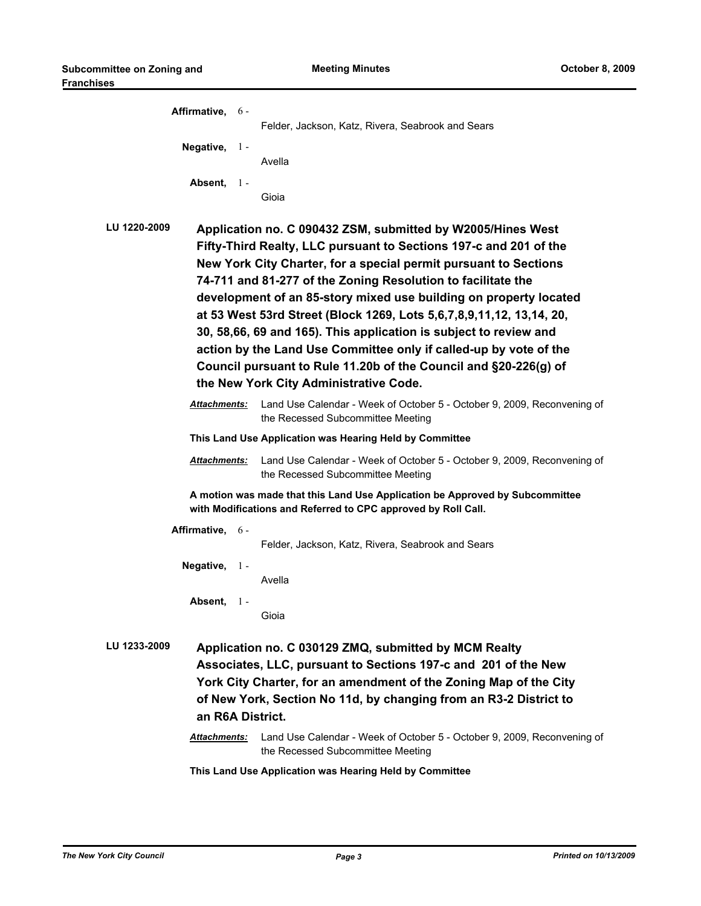**Affirmative,** 6 - Felder, Jackson, Katz, Rivera, Seabrook and Sears

**Negative,** 1 - Avella

**Absent,** 1 - Gioia

**LU 1220-2009** **Application no. C 090432 ZSM, submitted by W2005/Hines West Fifty-Third Realty, LLC pursuant to Sections 197-c and 201 of the New York City Charter, for a special permit pursuant to Sections 74-711 and 81-277 of the Zoning Resolution to facilitate the development of an 85-story mixed use building on property located at 53 West 53rd Street (Block 1269, Lots 5,6,7,8,9,11,12, 13,14, 20, 30, 58,66, 69 and 165). This application is subject to review and action by the Land Use Committee only if called-up by vote of the Council pursuant to Rule 11.20b of the Council and §20-226(g) of the New York City Administrative Code.**

***Attachments:*** Land Use Calendar - Week of October 5 - October 9, 2009, Reconvening of the Recessed Subcommittee Meeting

**This Land Use Application was Hearing Held by Committee**

***Attachments:*** Land Use Calendar - Week of October 5 - October 9, 2009, Reconvening of the Recessed Subcommittee Meeting

**A motion was made that this Land Use Application be Approved by Subcommittee with Modifications and Referred to CPC approved by Roll Call.**

**Affirmative,** 6 - Felder, Jackson, Katz, Rivera, Seabrook and Sears

**Negative,** 1 - Avella

**Absent,** 1 - Gioia

**LU 1233-2009** **Application no. C 030129 ZMQ, submitted by MCM Realty Associates, LLC, pursuant to Sections 197-c and 201 of the New York City Charter, for an amendment of the Zoning Map of the City of New York, Section No 11d, by changing from an R3-2 District to an R6A District.**

***Attachments:*** Land Use Calendar - Week of October 5 - October 9, 2009, Reconvening of the Recessed Subcommittee Meeting

**This Land Use Application was Hearing Held by Committee**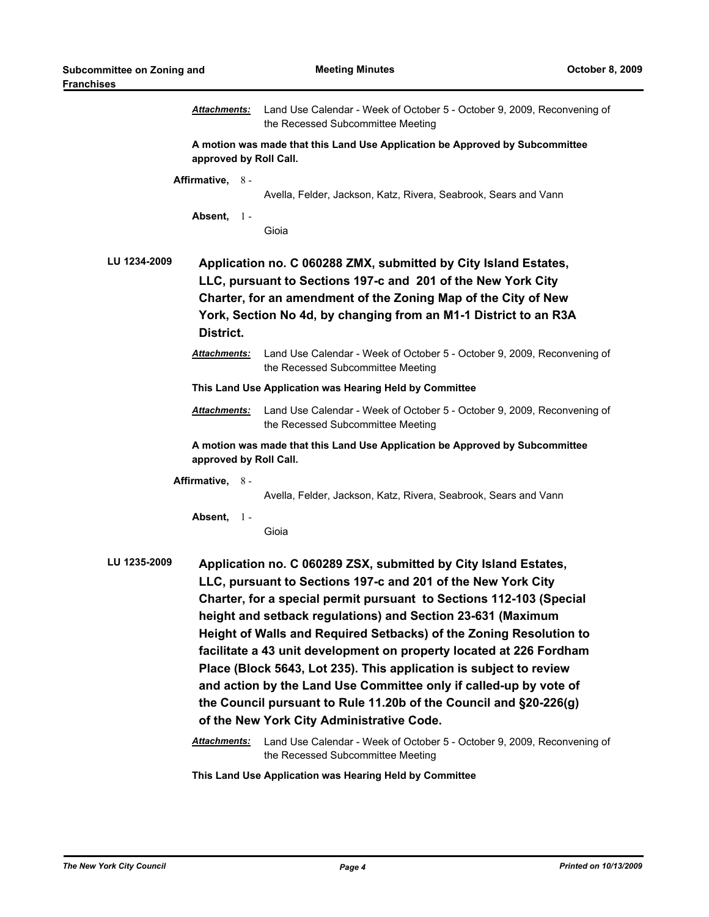***Attachments:*** Land Use Calendar - Week of October 5 - October 9, 2009, Reconvening of the Recessed Subcommittee Meeting

**A motion was made that this Land Use Application be Approved by Subcommittee approved by Roll Call.**

**Affirmative,** 8 - Avella, Felder, Jackson, Katz, Rivera, Seabrook, Sears and Vann

**Absent,** 1 - Gioia

**LU 1234-2009** **Application no. C 060288 ZMX, submitted by City Island Estates, LLC, pursuant to Sections 197-c and 201 of the New York City Charter, for an amendment of the Zoning Map of the City of New York, Section No 4d, by changing from an M1-1 District to an R3A District.**

***Attachments:*** Land Use Calendar - Week of October 5 - October 9, 2009, Reconvening of the Recessed Subcommittee Meeting

**This Land Use Application was Hearing Held by Committee**

***Attachments:*** Land Use Calendar - Week of October 5 - October 9, 2009, Reconvening of the Recessed Subcommittee Meeting

**A motion was made that this Land Use Application be Approved by Subcommittee approved by Roll Call.**

**Affirmative,** 8 - Avella, Felder, Jackson, Katz, Rivera, Seabrook, Sears and Vann

**Absent,** 1 - Gioia

**LU 1235-2009** **Application no. C 060289 ZSX, submitted by City Island Estates, LLC, pursuant to Sections 197-c and 201 of the New York City Charter, for a special permit pursuant to Sections 112-103 (Special height and setback regulations) and Section 23-631 (Maximum Height of Walls and Required Setbacks) of the Zoning Resolution to facilitate a 43 unit development on property located at 226 Fordham Place (Block 5643, Lot 235). This application is subject to review and action by the Land Use Committee only if called-up by vote of the Council pursuant to Rule 11.20b of the Council and §20-226(g) of the New York City Administrative Code.**

***Attachments:*** Land Use Calendar - Week of October 5 - October 9, 2009, Reconvening of the Recessed Subcommittee Meeting

**This Land Use Application was Hearing Held by Committee**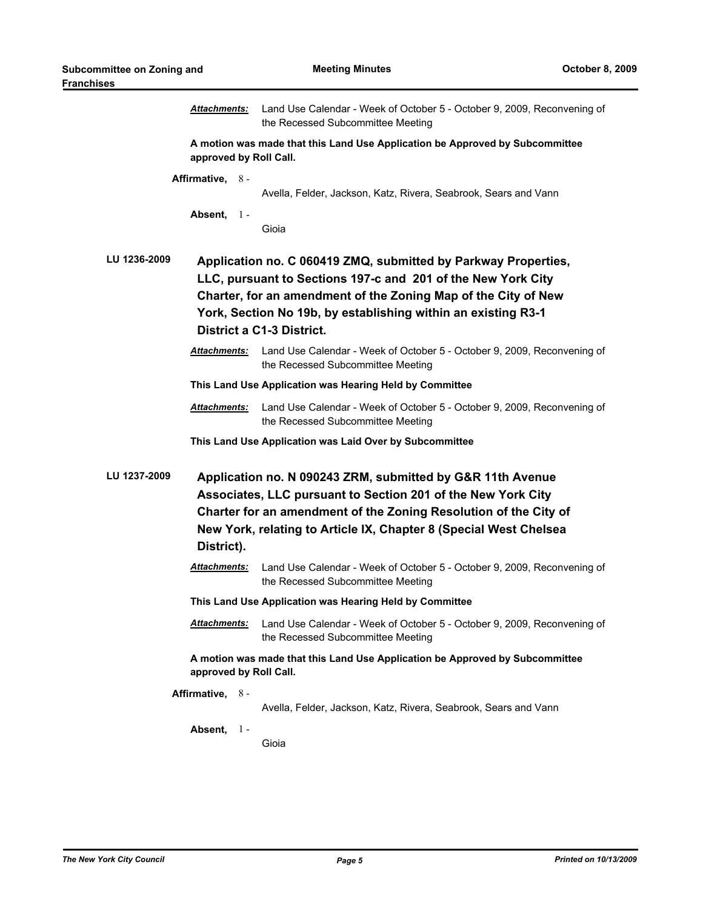***Attachments:*** Land Use Calendar - Week of October 5 - October 9, 2009, Reconvening of the Recessed Subcommittee Meeting

**A motion was made that this Land Use Application be Approved by Subcommittee approved by Roll Call.**

**Affirmative,** 8 - Avella, Felder, Jackson, Katz, Rivera, Seabrook, Sears and Vann

**Absent,** 1 - Gioia

**LU 1236-2009** **Application no. C 060419 ZMQ, submitted by Parkway Properties, LLC, pursuant to Sections 197-c and 201 of the New York City Charter, for an amendment of the Zoning Map of the City of New York, Section No 19b, by establishing within an existing R3-1 District a C1-3 District.**

***Attachments:*** Land Use Calendar - Week of October 5 - October 9, 2009, Reconvening of the Recessed Subcommittee Meeting

**This Land Use Application was Hearing Held by Committee**

***Attachments:*** Land Use Calendar - Week of October 5 - October 9, 2009, Reconvening of the Recessed Subcommittee Meeting

**This Land Use Application was Laid Over by Subcommittee**

**LU 1237-2009** **Application no. N 090243 ZRM, submitted by G&R 11th Avenue Associates, LLC pursuant to Section 201 of the New York City Charter for an amendment of the Zoning Resolution of the City of New York, relating to Article IX, Chapter 8 (Special West Chelsea District).**

***Attachments:*** Land Use Calendar - Week of October 5 - October 9, 2009, Reconvening of the Recessed Subcommittee Meeting

**This Land Use Application was Hearing Held by Committee**

***Attachments:*** Land Use Calendar - Week of October 5 - October 9, 2009, Reconvening of the Recessed Subcommittee Meeting

**A motion was made that this Land Use Application be Approved by Subcommittee approved by Roll Call.**

**Affirmative,** 8 - Avella, Felder, Jackson, Katz, Rivera, Seabrook, Sears and Vann

**Absent,** 1 - Gioia